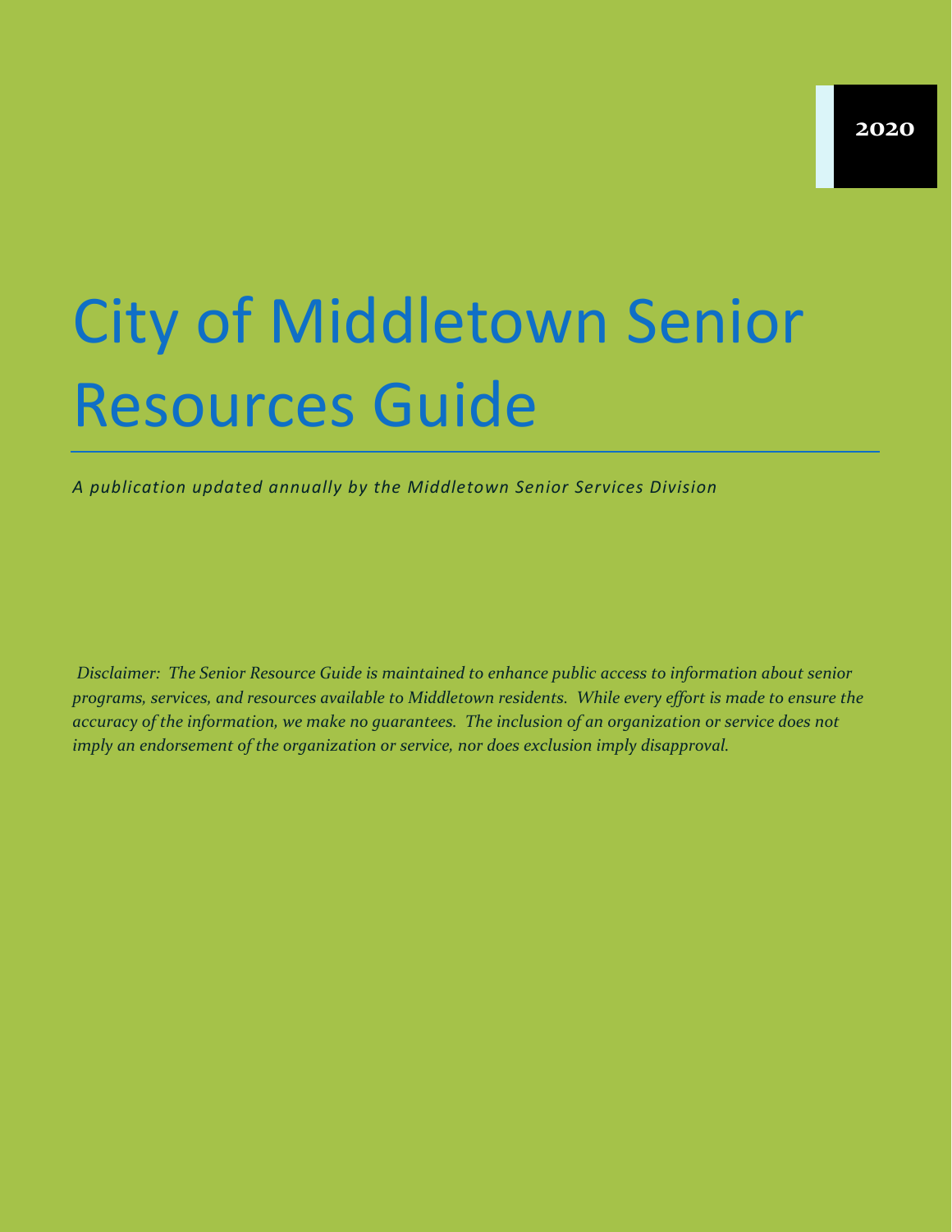**2020**

# City of Middleton Senior Resources Guide

*A publication updated annually by the Middletown Senior Services Division*

*Disclaimer: The Senior Resource Guide is maintained to enhance public access to information about senior programs, services, and resources available to Middletown residents. While every effort is made to ensure the accuracy of the information, we make no guarantees. The inclusion of an organization or service does not imply an endorsement of the organization or service, nor does exclusion imply disapproval.*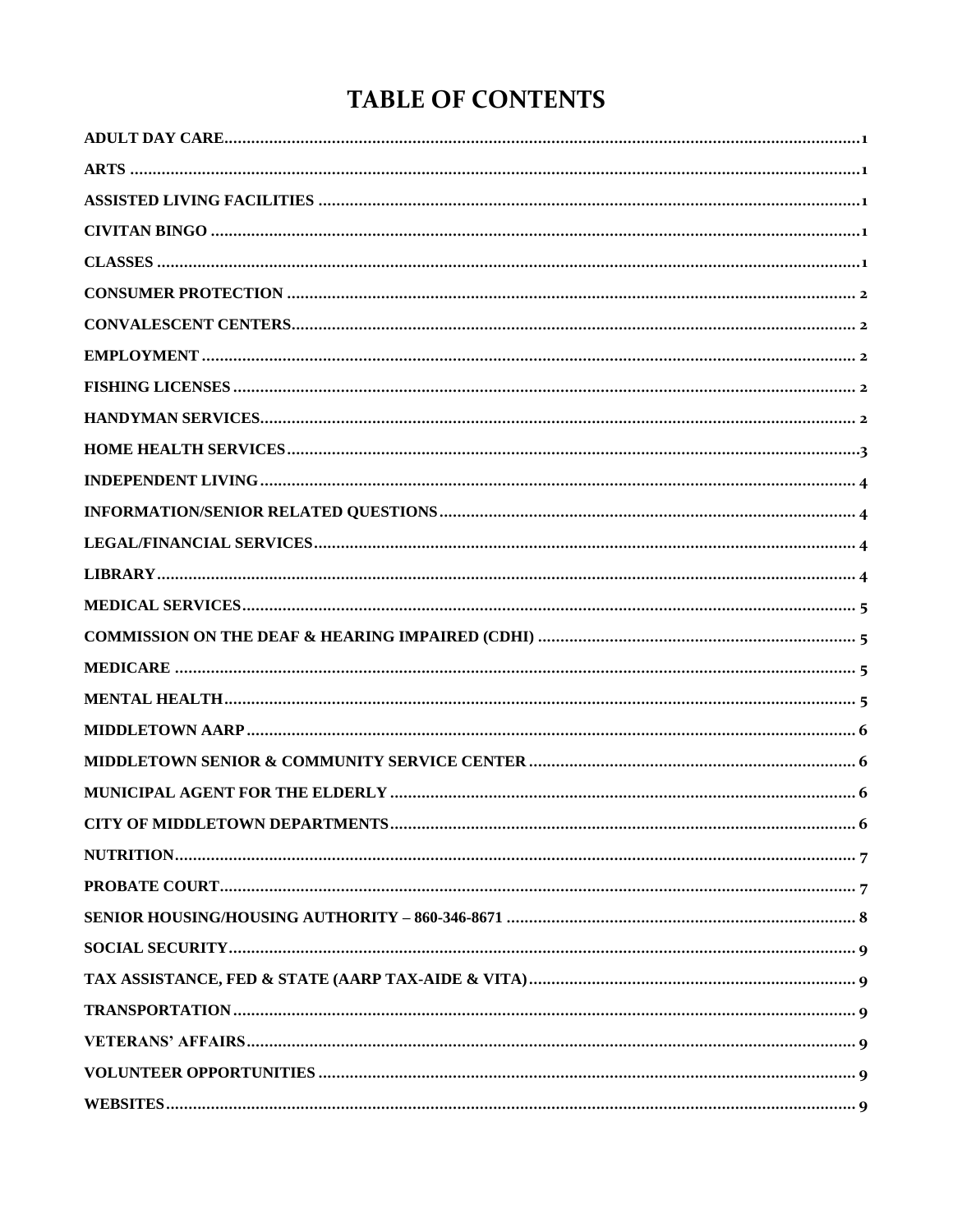# TABLE OF CONTENTS

ADULT DAY CARE.....1
ARTS.....1
ASSISTED LIVING FACILITIES.....1
CIVITAN BINGO.....1
CLASSES.....1
CONSUMER PROTECTION.....2
CONVALESCENT CENTERS.....2
EMPLOYMENT.....2
FISHING LICENSES.....2
HANDYMAN SERVICES.....2
HOME HEALTH SERVICES.....3
INDEPENDENT LIVING.....4
INFORMATION/SENIOR RELATED QUESTIONS.....4
LEGAL/FINANCIAL SERVICES.....4
LIBRARY.....4
MEDICAL SERVICES.....5
COMMISSION ON THE DEAF & HEARING IMPAIRED (CDHI).....5
MEDICARE.....5
MENTAL HEALTH.....5
MIDDLETOWN AARP.....6
MIDDLETOWN SENIOR & COMMUNITY SERVICE CENTER.....6
MUNICIPAL AGENT FOR THE ELDERLY.....6
CITY OF MIDDLETOWN DEPARTMENTS.....6
NUTRITION.....7
PROBATE COURT.....7
SENIOR HOUSING/HOUSING AUTHORITY – 860-346-8671.....8
SOCIAL SECURITY.....9
TAX ASSISTANCE, FED & STATE (AARP TAX-AIDE & VITA).....9
TRANSPORTATION.....9
VETERANS' AFFAIRS.....9
VOLUNTEER OPPORTUNITIES.....9
WEBSITES.....9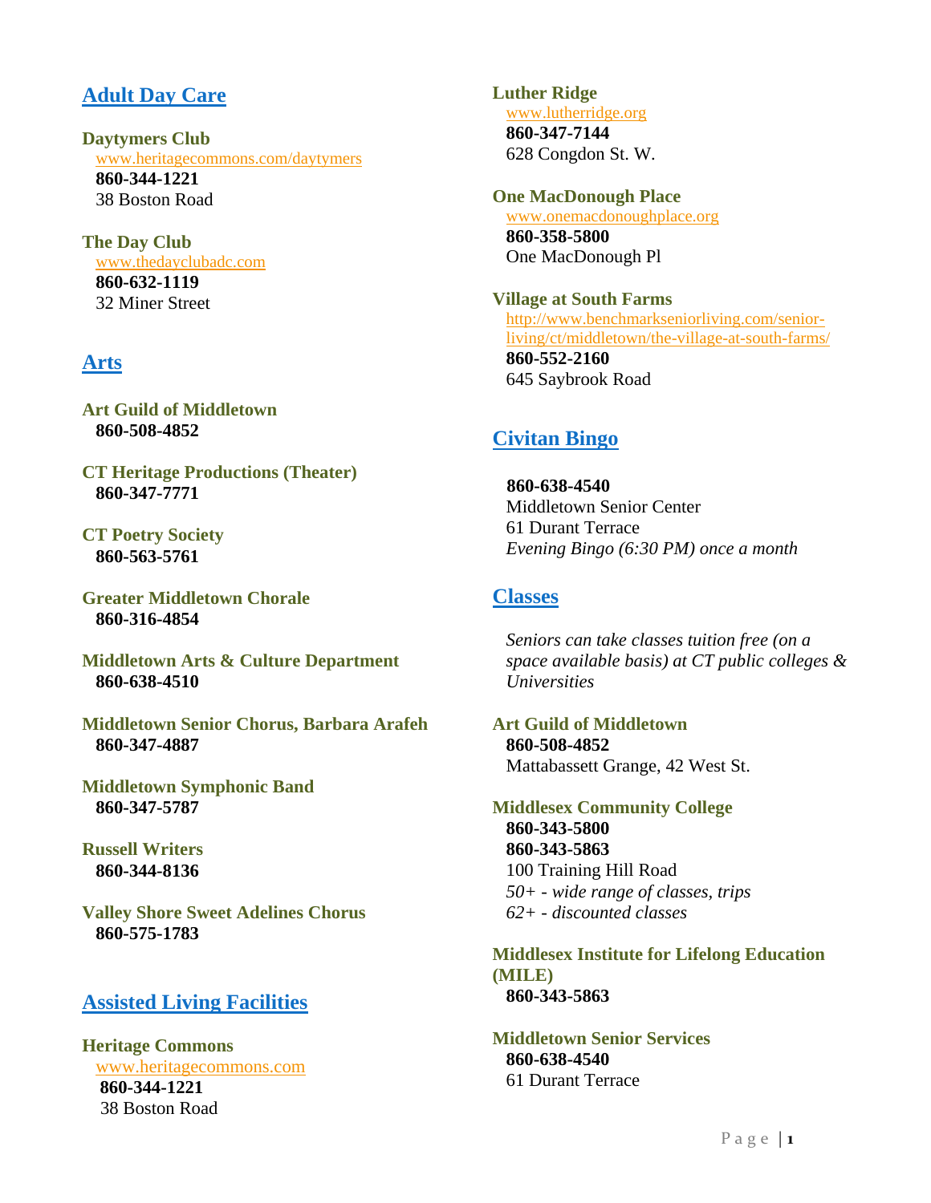## Adult Day Care

**Daytymers Club**
www.heritagecommons.com/daytymers
**860-344-1221**
38 Boston Road

**The Day Club**
www.thedayclubadc.com
**860-632-1119**
32 Miner Street

## Arts

**Art Guild of Middletown**
**860-508-4852**

**CT Heritage Productions (Theater)**
**860-347-7771**

**CT Poetry Society**
**860-563-5761**

**Greater Middletown Chorale**
**860-316-4854**

**Middletown Arts & Culture Department**
**860-638-4510**

**Middletown Senior Chorus, Barbara Arafeh**
**860-347-4887**

**Middletown Symphonic Band**
**860-347-5787**

**Russell Writers**
**860-344-8136**

**Valley Shore Sweet Adelines Chorus**
**860-575-1783**

## Assisted Living Facilities

**Heritage Commons**
www.heritagecommons.com
**860-344-1221**
38 Boston Road

**Luther Ridge**
www.lutherridge.org
**860-347-7144**
628 Congdon St. W.

**One MacDonough Place**
www.onemacdonoughplace.org
**860-358-5800**
One MacDonough Pl

**Village at South Farms**
http://www.benchmarkseniorliving.com/senior-living/ct/middletown/the-village-at-south-farms/
**860-552-2160**
645 Saybrook Road

## Civitan Bingo

**860-638-4540**
Middletown Senior Center
61 Durant Terrace
*Evening Bingo (6:30 PM) once a month*

## Classes

*Seniors can take classes tuition free (on a space available basis) at CT public colleges & Universities*

**Art Guild of Middletown**
**860-508-4852**
Mattabassett Grange, 42 West St.

**Middlesex Community College**
**860-343-5800**
**860-343-5863**
100 Training Hill Road
*50+ - wide range of classes, trips*
*62+ - discounted classes*

**Middlesex Institute for Lifelong Education (MILE)**
**860-343-5863**

**Middletown Senior Services**
**860-638-4540**
61 Durant Terrace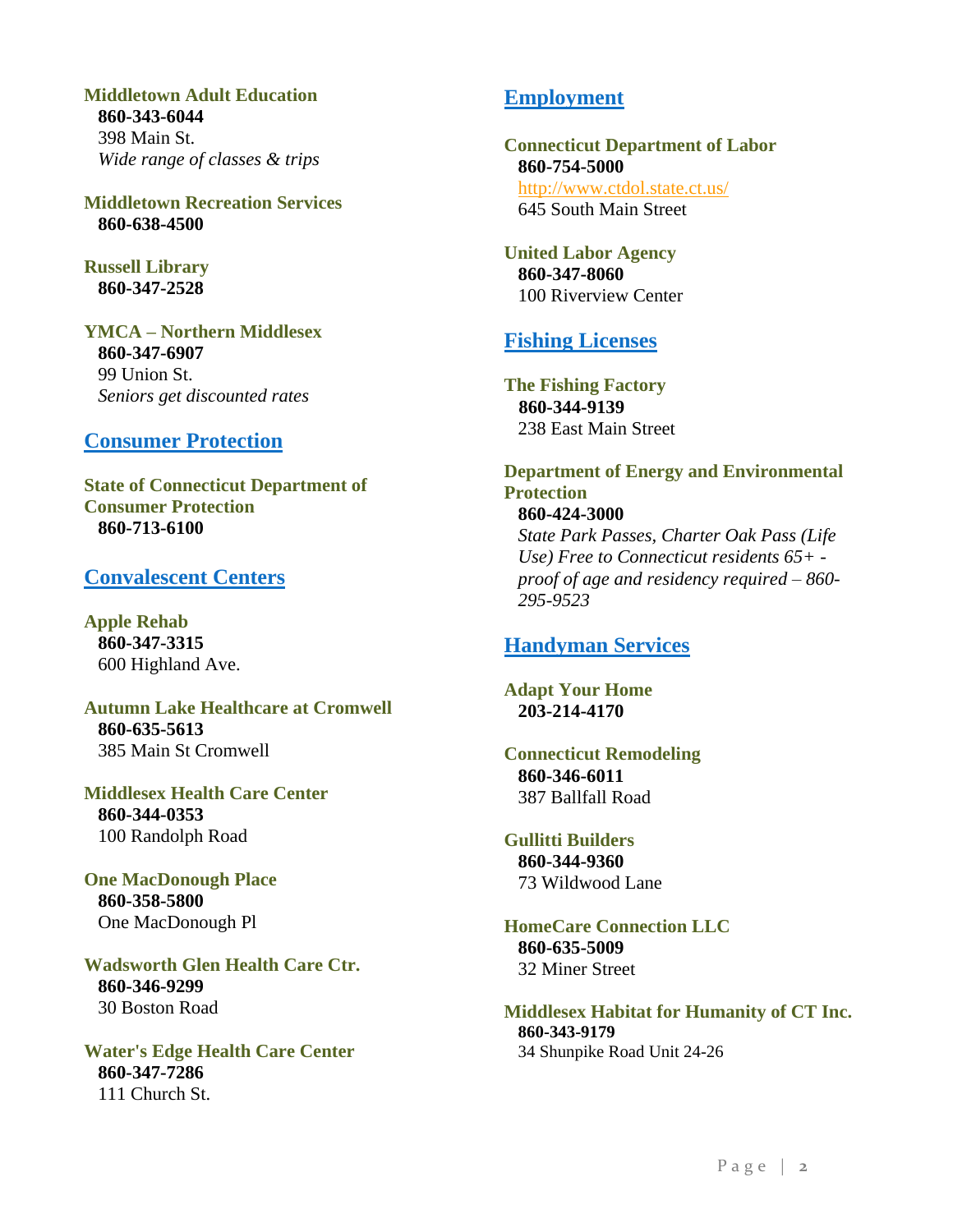**Middletown Adult Education**
**860-343-6044**
398 Main St.
*Wide range of classes & trips*

**Middletown Recreation Services**
**860-638-4500**

**Russell Library**
**860-347-2528**

**YMCA – Northern Middlesex**
**860-347-6907**
99 Union St.
*Seniors get discounted rates*

## Consumer Protection

**State of Connecticut Department of Consumer Protection**
**860-713-6100**

## Convalescent Centers

**Apple Rehab**
**860-347-3315**
600 Highland Ave.

**Autumn Lake Healthcare at Cromwell**
**860-635-5613**
385 Main St Cromwell

**Middlesex Health Care Center**
**860-344-0353**
100 Randolph Road

**One MacDonough Place**
**860-358-5800**
One MacDonough Pl

**Wadsworth Glen Health Care Ctr.**
**860-346-9299**
30 Boston Road

**Water's Edge Health Care Center**
**860-347-7286**
111 Church St.

## Employment

**Connecticut Department of Labor**
**860-754-5000**
http://www.ctdol.state.ct.us/
645 South Main Street

**United Labor Agency**
**860-347-8060**
100 Riverview Center

## Fishing Licenses

**The Fishing Factory**
**860-344-9139**
238 East Main Street

**Department of Energy and Environmental Protection**
**860-424-3000**
*State Park Passes, Charter Oak Pass (Life Use) Free to Connecticut residents 65+ - proof of age and residency required – 860-295-9523*

## Handyman Services

**Adapt Your Home**
**203-214-4170**

**Connecticut Remodeling**
**860-346-6011**
387 Ballfall Road

**Gullitti Builders**
**860-344-9360**
73 Wildwood Lane

**HomeCare Connection LLC**
**860-635-5009**
32 Miner Street

**Middlesex Habitat for Humanity of CT Inc.**
**860-343-9179**
34 Shunpike Road Unit 24-26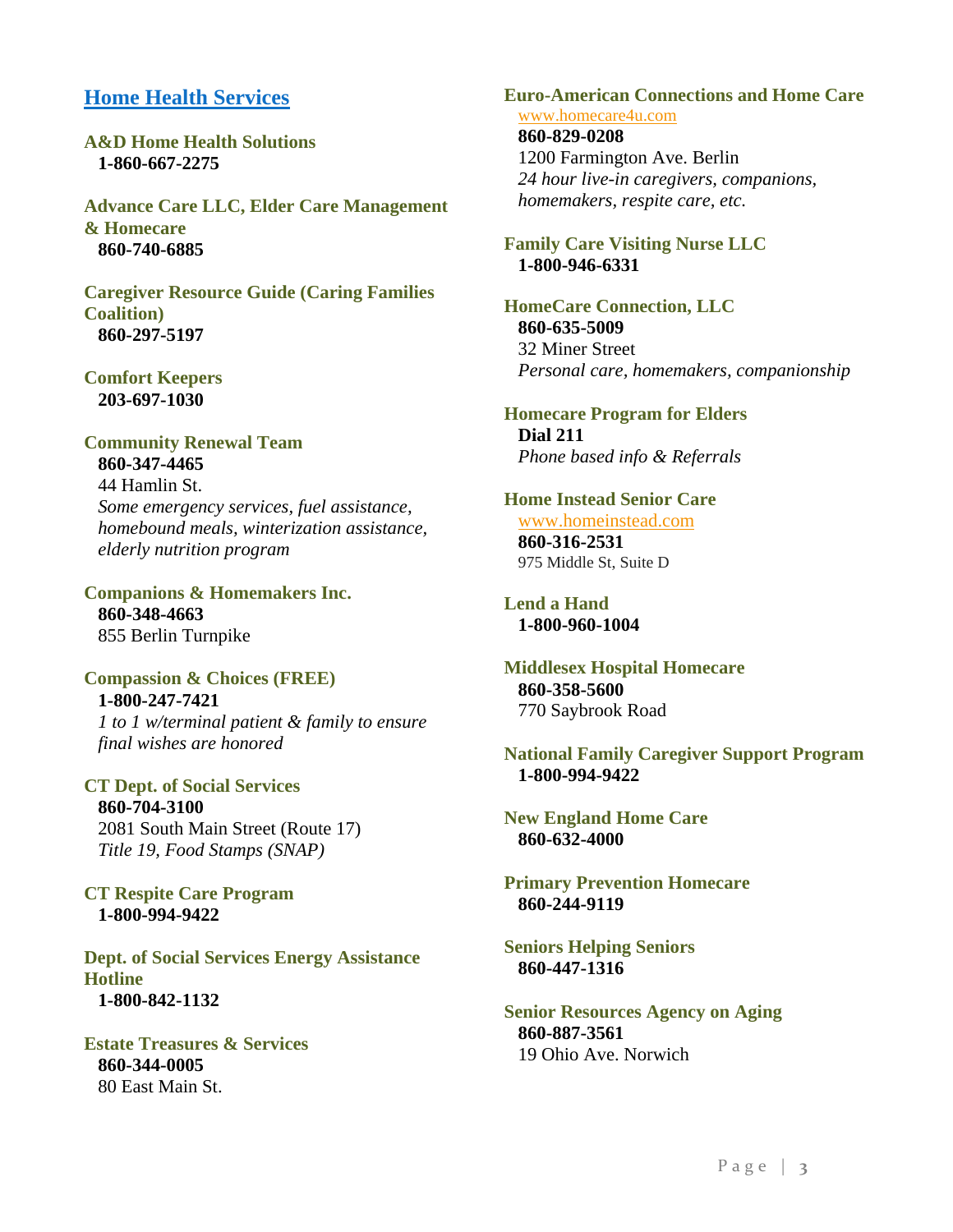## Home Health Services

**A&D Home Health Solutions**
**1-860-667-2275**

**Advance Care LLC, Elder Care Management & Homecare**
**860-740-6885**

**Caregiver Resource Guide (Caring Families Coalition)**
**860-297-5197**

**Comfort Keepers**
**203-697-1030**

**Community Renewal Team**
**860-347-4465**
44 Hamlin St.
*Some emergency services, fuel assistance, homebound meals, winterization assistance, elderly nutrition program*

**Companions & Homemakers Inc.**
**860-348-4663**
855 Berlin Turnpike

**Compassion & Choices (FREE)**
**1-800-247-7421**
*1 to 1 w/terminal patient & family to ensure final wishes are honored*

**CT Dept. of Social Services**
**860-704-3100**
2081 South Main Street (Route 17)
*Title 19, Food Stamps (SNAP)*

**CT Respite Care Program**
**1-800-994-9422**

**Dept. of Social Services Energy Assistance Hotline**
**1-800-842-1132**

**Estate Treasures & Services**
**860-344-0005**
80 East Main St.

**Euro-American Connections and Home Care**
www.homecare4u.com
**860-829-0208**
1200 Farmington Ave. Berlin
*24 hour live-in caregivers, companions, homemakers, respite care, etc.*

**Family Care Visiting Nurse LLC**
**1-800-946-6331**

**HomeCare Connection, LLC**
**860-635-5009**
32 Miner Street
*Personal care, homemakers, companionship*

**Homecare Program for Elders**
**Dial 211**
*Phone based info & Referrals*

**Home Instead Senior Care**
www.homeinstead.com
**860-316-2531**
975 Middle St, Suite D

**Lend a Hand**
**1-800-960-1004**

**Middlesex Hospital Homecare**
**860-358-5600**
770 Saybrook Road

**National Family Caregiver Support Program**
**1-800-994-9422**

**New England Home Care**
**860-632-4000**

**Primary Prevention Homecare**
**860-244-9119**

**Seniors Helping Seniors**
**860-447-1316**

**Senior Resources Agency on Aging**
**860-887-3561**
19 Ohio Ave. Norwich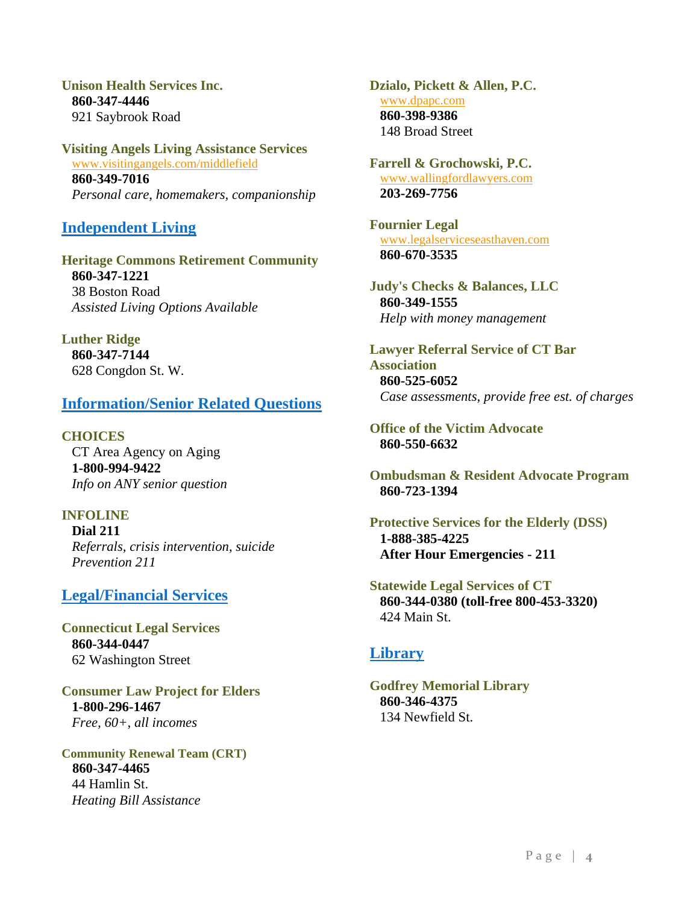**Unison Health Services Inc.**
**860-347-4446**
921 Saybrook Road

**Visiting Angels Living Assistance Services**
www.visitingangels.com/middlefield
**860-349-7016**
*Personal care, homemakers, companionship*

## Independent Living

**Heritage Commons Retirement Community**
**860-347-1221**
38 Boston Road
*Assisted Living Options Available*

**Luther Ridge**
**860-347-7144**
628 Congdon St. W.

## Information/Senior Related Questions

**CHOICES**
CT Area Agency on Aging
**1-800-994-9422**
*Info on ANY senior question*

**INFOLINE**
**Dial 211**
*Referrals, crisis intervention, suicide Prevention 211*

## Legal/Financial Services

**Connecticut Legal Services**
**860-344-0447**
62 Washington Street

**Consumer Law Project for Elders**
**1-800-296-1467**
*Free, 60+, all incomes*

**Community Renewal Team (CRT)**
**860-347-4465**
44 Hamlin St.
*Heating Bill Assistance*

**Dzialo, Pickett & Allen, P.C.**
www.dpapc.com
**860-398-9386**
148 Broad Street

**Farrell & Grochowski, P.C.**
www.wallingfordlawyers.com
**203-269-7756**

**Fournier Legal**
www.legalserviceseasthaven.com
**860-670-3535**

**Judy's Checks & Balances, LLC**
**860-349-1555**
*Help with money management*

**Lawyer Referral Service of CT Bar Association**
**860-525-6052**
*Case assessments, provide free est. of charges*

**Office of the Victim Advocate**
**860-550-6632**

**Ombudsman & Resident Advocate Program**
**860-723-1394**

**Protective Services for the Elderly (DSS)**
**1-888-385-4225**
**After Hour Emergencies - 211**

**Statewide Legal Services of CT**
**860-344-0380 (toll-free 800-453-3320)**
424 Main St.

## Library

**Godfrey Memorial Library**
**860-346-4375**
134 Newfield St.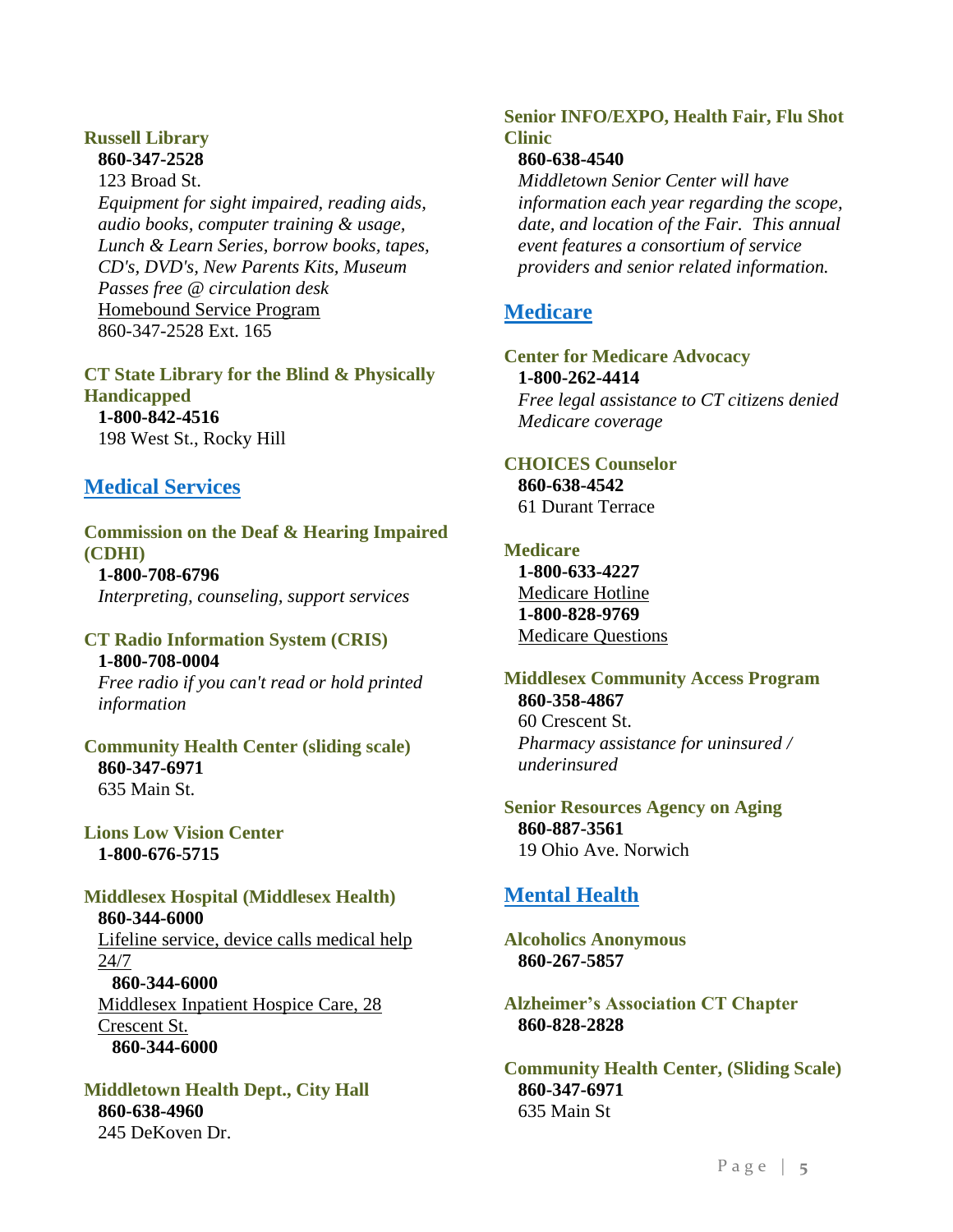### Russell Library

**860-347-2528**
123 Broad St.
*Equipment for sight impaired, reading aids, audio books, computer training & usage, Lunch & Learn Series, borrow books, tapes, CD's, DVD's, New Parents Kits, Museum Passes free @ circulation desk*
Homebound Service Program
860-347-2528 Ext. 165

### CT State Library for the Blind & Physically Handicapped

**1-800-842-4516**
198 West St., Rocky Hill

## Medical Services

### Commission on the Deaf & Hearing Impaired (CDHI)

**1-800-708-6796**
*Interpreting, counseling, support services*

### CT Radio Information System (CRIS)

**1-800-708-0004**
*Free radio if you can't read or hold printed information*

### Community Health Center (sliding scale)

**860-347-6971**
635 Main St.

### Lions Low Vision Center

**1-800-676-5715**

### Middlesex Hospital (Middlesex Health)

**860-344-6000**
Lifeline service, device calls medical help 24/7
**860-344-6000**
Middlesex Inpatient Hospice Care, 28 Crescent St.
**860-344-6000**

### Middletown Health Dept., City Hall

**860-638-4960**
245 DeKoven Dr.

### Senior INFO/EXPO, Health Fair, Flu Shot Clinic

**860-638-4540**
*Middletown Senior Center will have information each year regarding the scope, date, and location of the Fair. This annual event features a consortium of service providers and senior related information.*

## Medicare

### Center for Medicare Advocacy

**1-800-262-4414**
*Free legal assistance to CT citizens denied Medicare coverage*

### CHOICES Counselor

**860-638-4542**
61 Durant Terrace

### Medicare

**1-800-633-4227**
Medicare Hotline
**1-800-828-9769**
Medicare Questions

### Middlesex Community Access Program

**860-358-4867**
60 Crescent St.
*Pharmacy assistance for uninsured / underinsured*

### Senior Resources Agency on Aging

**860-887-3561**
19 Ohio Ave. Norwich

## Mental Health

### Alcoholics Anonymous

**860-267-5857**

### Alzheimer's Association CT Chapter

**860-828-2828**

### Community Health Center, (Sliding Scale)

**860-347-6971**
635 Main St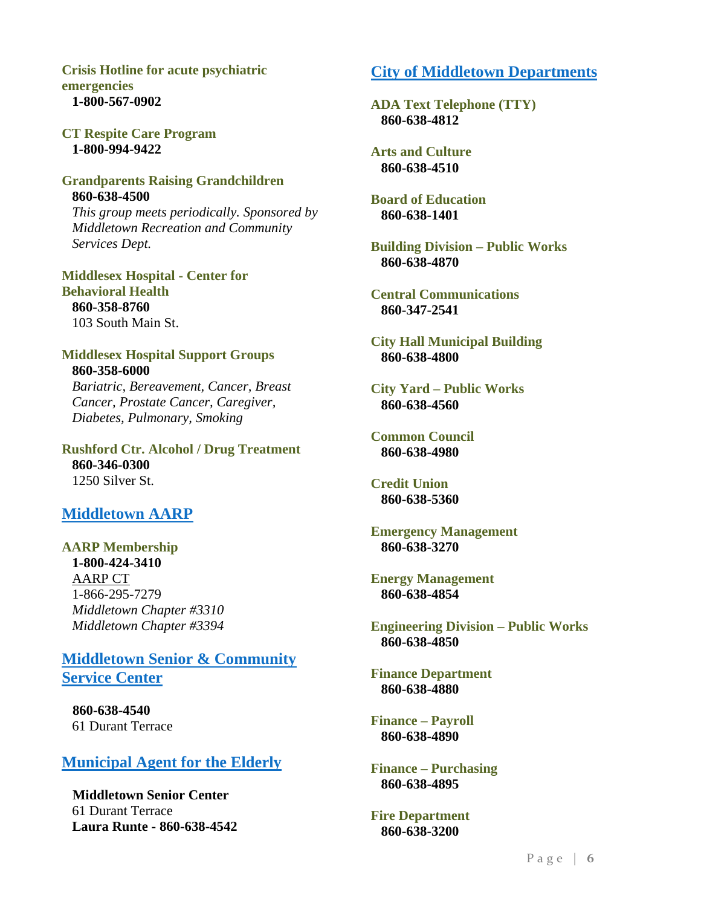**Crisis Hotline for acute psychiatric emergencies**
**1-800-567-0902**

**CT Respite Care Program**
**1-800-994-9422**

**Grandparents Raising Grandchildren**
**860-638-4500**
*This group meets periodically. Sponsored by Middletown Recreation and Community Services Dept.*

**Middlesex Hospital - Center for Behavioral Health**
**860-358-8760**
103 South Main St.

**Middlesex Hospital Support Groups**
**860-358-6000**
*Bariatric, Bereavement, Cancer, Breast Cancer, Prostate Cancer, Caregiver, Diabetes, Pulmonary, Smoking*

**Rushford Ctr. Alcohol / Drug Treatment**
**860-346-0300**
1250 Silver St.

## Middletown AARP

**AARP Membership**
**1-800-424-3410**
AARP CT
1-866-295-7279
*Middletown Chapter #3310*
*Middletown Chapter #3394*

## Middletown Senior & Community Service Center

**860-638-4540**
61 Durant Terrace

## Municipal Agent for the Elderly

**Middletown Senior Center**
61 Durant Terrace
**Laura Runte - 860-638-4542**

## City of Middletown Departments

**ADA Text Telephone (TTY)**
**860-638-4812**

**Arts and Culture**
**860-638-4510**

**Board of Education**
**860-638-1401**

**Building Division – Public Works**
**860-638-4870**

**Central Communications**
**860-347-2541**

**City Hall Municipal Building**
**860-638-4800**

**City Yard – Public Works**
**860-638-4560**

**Common Council**
**860-638-4980**

**Credit Union**
**860-638-5360**

**Emergency Management**
**860-638-3270**

**Energy Management**
**860-638-4854**

**Engineering Division – Public Works**
**860-638-4850**

**Finance Department**
**860-638-4880**

**Finance – Payroll**
**860-638-4890**

**Finance – Purchasing**
**860-638-4895**

**Fire Department**
**860-638-3200**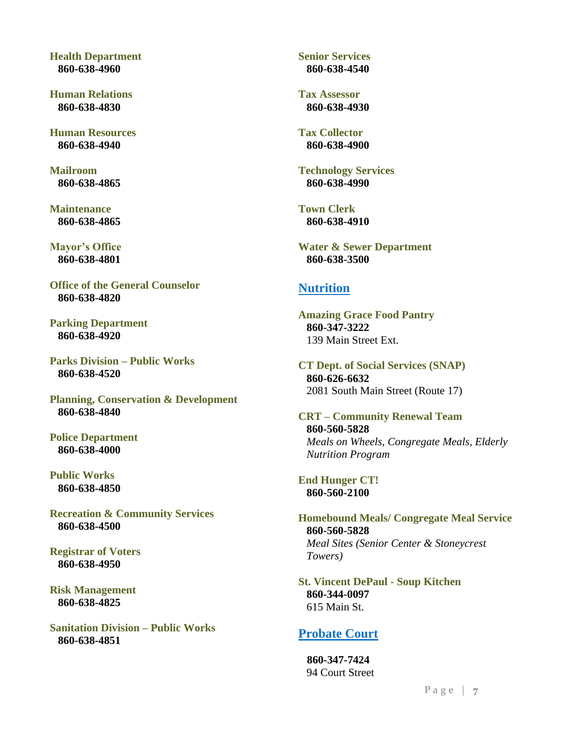**Health Department**
**860-638-4960**

**Human Relations**
**860-638-4830**

**Human Resources**
**860-638-4940**

**Mailroom**
**860-638-4865**

**Maintenance**
**860-638-4865**

**Mayor's Office**
**860-638-4801**

**Office of the General Counselor**
**860-638-4820**

**Parking Department**
**860-638-4920**

**Parks Division – Public Works**
**860-638-4520**

**Planning, Conservation & Development**
**860-638-4840**

**Police Department**
**860-638-4000**

**Public Works**
**860-638-4850**

**Recreation & Community Services**
**860-638-4500**

**Registrar of Voters**
**860-638-4950**

**Risk Management**
**860-638-4825**

**Sanitation Division – Public Works**
**860-638-4851**

**Senior Services**
**860-638-4540**

**Tax Assessor**
**860-638-4930**

**Tax Collector**
**860-638-4900**

**Technology Services**
**860-638-4990**

**Town Clerk**
**860-638-4910**

**Water & Sewer Department**
**860-638-3500**

## Nutrition

**Amazing Grace Food Pantry**
**860-347-3222**
139 Main Street Ext.

**CT Dept. of Social Services (SNAP)**
**860-626-6632**
2081 South Main Street (Route 17)

**CRT – Community Renewal Team**
**860-560-5828**
*Meals on Wheels, Congregate Meals, Elderly Nutrition Program*

**End Hunger CT!**
**860-560-2100**

**Homebound Meals/ Congregate Meal Service**
**860-560-5828**
*Meal Sites (Senior Center & Stoneycrest Towers)*

**St. Vincent DePaul - Soup Kitchen**
**860-344-0097**
615 Main St.

## Probate Court

**860-347-7424**
94 Court Street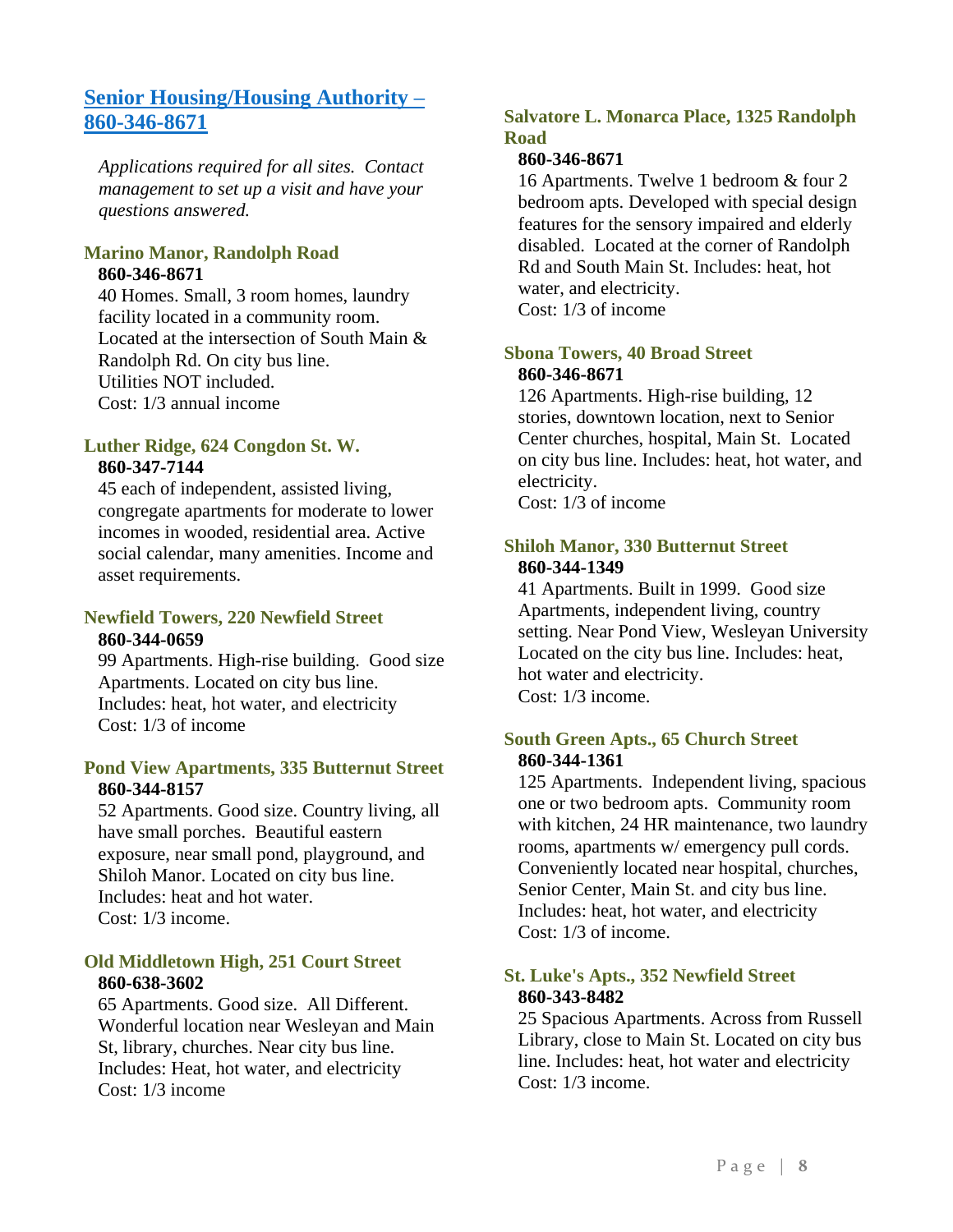## [Senior Housing/Housing Authority – 860-346-8671]

*Applications required for all sites. Contact management to set up a visit and have your questions answered.*

### Marino Manor, Randolph Road

**860-346-8671**

40 Homes. Small, 3 room homes, laundry facility located in a community room. Located at the intersection of South Main & Randolph Rd. On city bus line.
Utilities NOT included.
Cost: 1/3 annual income

### Luther Ridge, 624 Congdon St. W.

**860-347-7144**

45 each of independent, assisted living, congregate apartments for moderate to lower incomes in wooded, residential area. Active social calendar, many amenities. Income and asset requirements.

### Newfield Towers, 220 Newfield Street

**860-344-0659**

99 Apartments. High-rise building. Good size Apartments. Located on city bus line.
Includes: heat, hot water, and electricity
Cost: 1/3 of income

### Pond View Apartments, 335 Butternut Street

**860-344-8157**

52 Apartments. Good size. Country living, all have small porches. Beautiful eastern exposure, near small pond, playground, and Shiloh Manor. Located on city bus line.
Includes: heat and hot water.
Cost: 1/3 income.

### Old Middletown High, 251 Court Street

**860-638-3602**

65 Apartments. Good size. All Different. Wonderful location near Wesleyan and Main St, library, churches. Near city bus line.
Includes: Heat, hot water, and electricity
Cost: 1/3 income

### Salvatore L. Monarca Place, 1325 Randolph Road

**860-346-8671**

16 Apartments. Twelve 1 bedroom & four 2 bedroom apts. Developed with special design features for the sensory impaired and elderly disabled. Located at the corner of Randolph Rd and South Main St. Includes: heat, hot water, and electricity.
Cost: 1/3 of income

### Sbona Towers, 40 Broad Street

**860-346-8671**

126 Apartments. High-rise building, 12 stories, downtown location, next to Senior Center churches, hospital, Main St. Located on city bus line. Includes: heat, hot water, and electricity.
Cost: 1/3 of income

### Shiloh Manor, 330 Butternut Street

**860-344-1349**

41 Apartments. Built in 1999. Good size Apartments, independent living, country setting. Near Pond View, Wesleyan University Located on the city bus line. Includes: heat, hot water and electricity.
Cost: 1/3 income.

### South Green Apts., 65 Church Street

**860-344-1361**

125 Apartments. Independent living, spacious one or two bedroom apts. Community room with kitchen, 24 HR maintenance, two laundry rooms, apartments w/ emergency pull cords. Conveniently located near hospital, churches, Senior Center, Main St. and city bus line.
Includes: heat, hot water, and electricity
Cost: 1/3 of income.

### St. Luke's Apts., 352 Newfield Street

**860-343-8482**

25 Spacious Apartments. Across from Russell Library, close to Main St. Located on city bus line. Includes: heat, hot water and electricity
Cost: 1/3 income.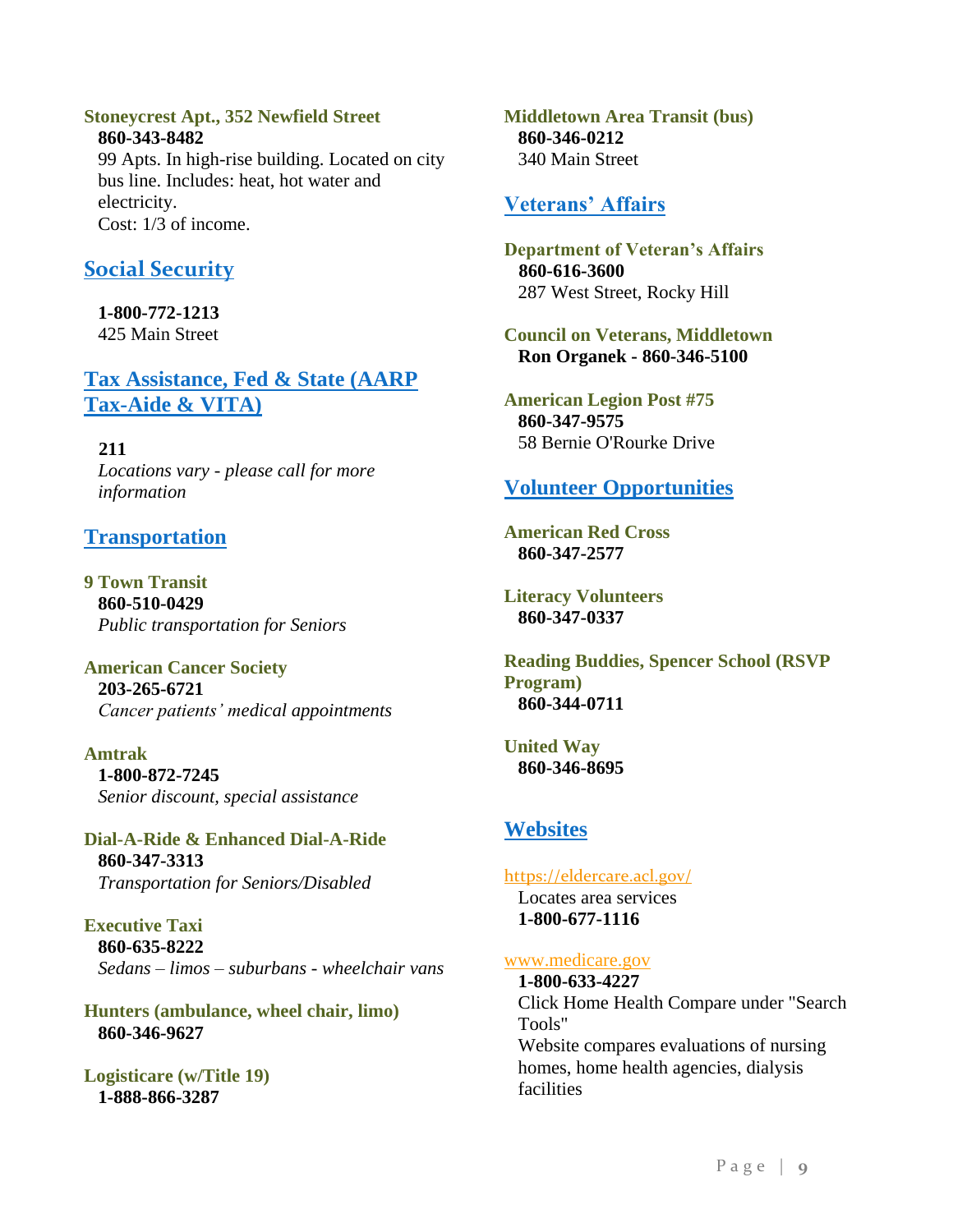**Stoneycrest Apt., 352 Newfield Street**
**860-343-8482**
99 Apts. In high-rise building. Located on city bus line. Includes: heat, hot water and electricity.
Cost: 1/3 of income.

## Social Security

**1-800-772-1213**
425 Main Street

## Tax Assistance, Fed & State (AARP Tax-Aide & VITA)

**211**
*Locations vary - please call for more information*

## Transportation

**9 Town Transit**
**860-510-0429**
*Public transportation for Seniors*

**American Cancer Society**
**203-265-6721**
*Cancer patients' medical appointments*

**Amtrak**
**1-800-872-7245**
*Senior discount, special assistance*

**Dial-A-Ride & Enhanced Dial-A-Ride**
**860-347-3313**
*Transportation for Seniors/Disabled*

**Executive Taxi**
**860-635-8222**
*Sedans – limos – suburbans - wheelchair vans*

**Hunters (ambulance, wheel chair, limo)**
**860-346-9627**

**Logisticare (w/Title 19)**
**1-888-866-3287**

**Middletown Area Transit (bus)**
**860-346-0212**
340 Main Street

## Veterans' Affairs

**Department of Veteran's Affairs**
**860-616-3600**
287 West Street, Rocky Hill

**Council on Veterans, Middletown**
**Ron Organek - 860-346-5100**

**American Legion Post #75**
**860-347-9575**
58 Bernie O'Rourke Drive

## Volunteer Opportunities

**American Red Cross**
**860-347-2577**

**Literacy Volunteers**
**860-347-0337**

**Reading Buddies, Spencer School (RSVP Program)**
**860-344-0711**

**United Way**
**860-346-8695**

## Websites

https://eldercare.acl.gov/
Locates area services
**1-800-677-1116**

www.medicare.gov
**1-800-633-4227**
Click Home Health Compare under "Search Tools"
Website compares evaluations of nursing homes, home health agencies, dialysis facilities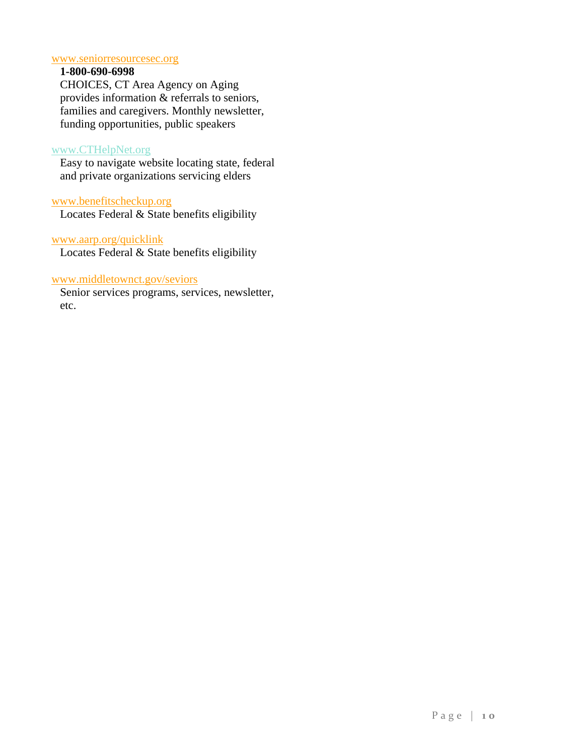www.seniorresourcesec.org

**1-800-690-6998**
CHOICES, CT Area Agency on Aging provides information & referrals to seniors, families and caregivers. Monthly newsletter, funding opportunities, public speakers

www.CTHelpNet.org

Easy to navigate website locating state, federal and private organizations servicing elders

www.benefitscheckup.org

Locates Federal & State benefits eligibility

www.aarp.org/quicklink

Locates Federal & State benefits eligibility

www.middletownct.gov/seviors

Senior services programs, services, newsletter, etc.